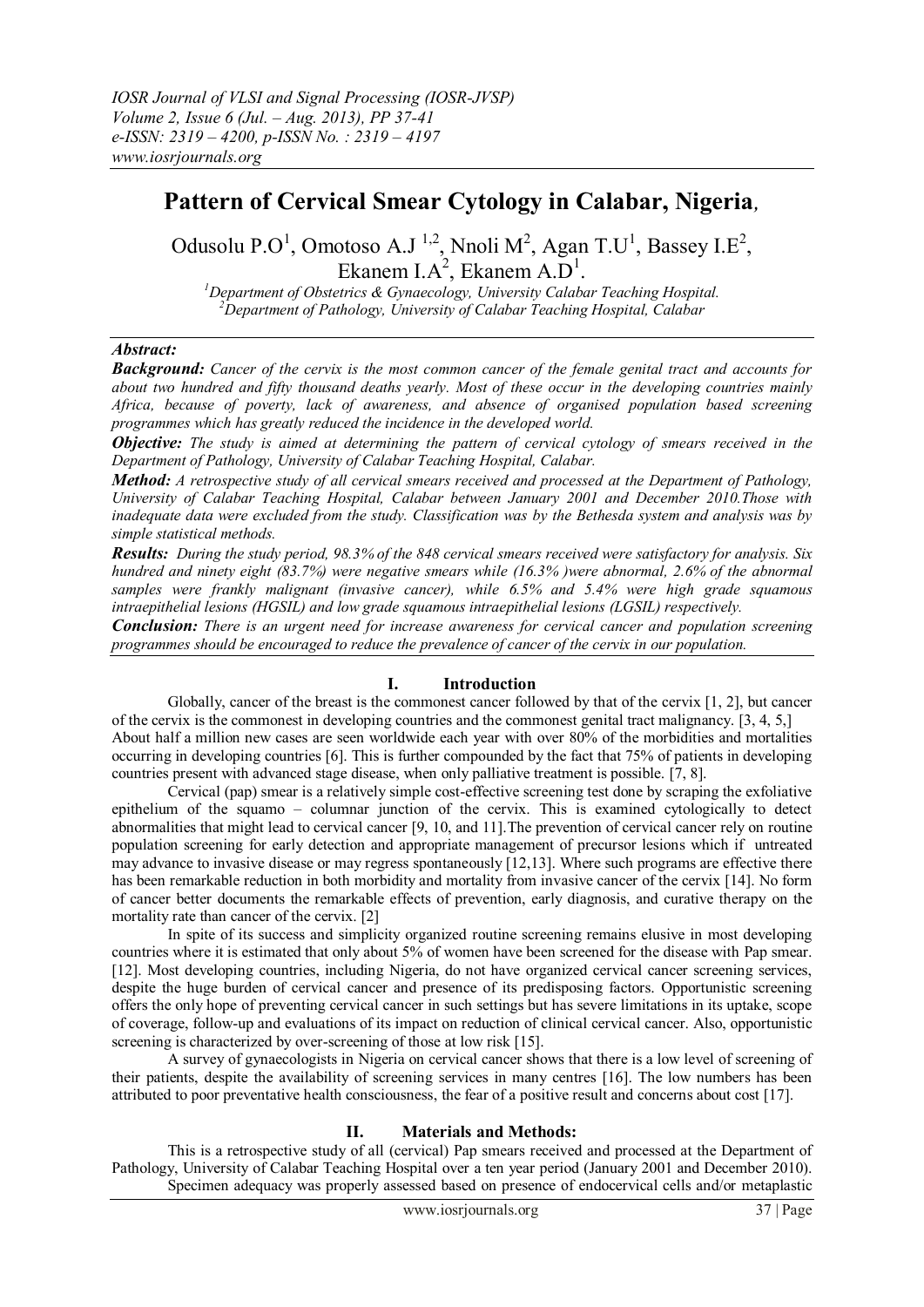# Pattern of Cervical Smear Cytology in Calabar, Nigeria,

Odusolu P.O[1], Omotoso A.J [1,2], Nnoli M[2], Agan T.U[1], Bassey I.E[2], Ekanem I.A[2], Ekanem A.D[1].

[1]Department of Obstetrics & Gynaecology, University Calabar Teaching Hospital.
[2]Department of Pathology, University of Calabar Teaching Hospital, Calabar

***Abstract:***

***Background:*** *Cancer of the cervix is the most common cancer of the female genital tract and accounts for about two hundred and fifty thousand deaths yearly. Most of these occur in the developing countries mainly Africa, because of poverty, lack of awareness, and absence of organised population based screening programmes which has greatly reduced the incidence in the developed world.*

***Objective:*** *The study is aimed at determining the pattern of cervical cytology of smears received in the Department of Pathology, University of Calabar Teaching Hospital, Calabar.*

***Method:*** *A retrospective study of all cervical smears received and processed at the Department of Pathology, University of Calabar Teaching Hospital, Calabar between January 2001 and December 2010.Those with inadequate data were excluded from the study. Classification was by the Bethesda system and analysis was by simple statistical methods.*

***Results:*** *During the study period, 98.3% of the 848 cervical smears received were satisfactory for analysis. Six hundred and ninety eight (83.7%) were negative smears while (16.3% )were abnormal, 2.6% of the abnormal samples were frankly malignant (invasive cancer), while 6.5% and 5.4% were high grade squamous intraepithelial lesions (HGSIL) and low grade squamous intraepithelial lesions (LGSIL) respectively.*

***Conclusion:*** *There is an urgent need for increase awareness for cervical cancer and population screening programmes should be encouraged to reduce the prevalence of cancer of the cervix in our population.*

## I. Introduction

Globally, cancer of the breast is the commonest cancer followed by that of the cervix [1, 2], but cancer of the cervix is the commonest in developing countries and the commonest genital tract malignancy. [3, 4, 5,] About half a million new cases are seen worldwide each year with over 80% of the morbidities and mortalities occurring in developing countries [6]. This is further compounded by the fact that 75% of patients in developing countries present with advanced stage disease, when only palliative treatment is possible. [7, 8].

Cervical (pap) smear is a relatively simple cost-effective screening test done by scraping the exfoliative epithelium of the squamo – columnar junction of the cervix. This is examined cytologically to detect abnormalities that might lead to cervical cancer [9, 10, and 11].The prevention of cervical cancer rely on routine population screening for early detection and appropriate management of precursor lesions which if untreated may advance to invasive disease or may regress spontaneously [12,13]. Where such programs are effective there has been remarkable reduction in both morbidity and mortality from invasive cancer of the cervix [14]. No form of cancer better documents the remarkable effects of prevention, early diagnosis, and curative therapy on the mortality rate than cancer of the cervix. [2]

In spite of its success and simplicity organized routine screening remains elusive in most developing countries where it is estimated that only about 5% of women have been screened for the disease with Pap smear. [12]. Most developing countries, including Nigeria, do not have organized cervical cancer screening services, despite the huge burden of cervical cancer and presence of its predisposing factors. Opportunistic screening offers the only hope of preventing cervical cancer in such settings but has severe limitations in its uptake, scope of coverage, follow-up and evaluations of its impact on reduction of clinical cervical cancer. Also, opportunistic screening is characterized by over-screening of those at low risk [15].

A survey of gynaecologists in Nigeria on cervical cancer shows that there is a low level of screening of their patients, despite the availability of screening services in many centres [16]. The low numbers has been attributed to poor preventative health consciousness, the fear of a positive result and concerns about cost [17].

## II. Materials and Methods:

This is a retrospective study of all (cervical) Pap smears received and processed at the Department of Pathology, University of Calabar Teaching Hospital over a ten year period (January 2001 and December 2010).

Specimen adequacy was properly assessed based on presence of endocervical cells and/or metaplastic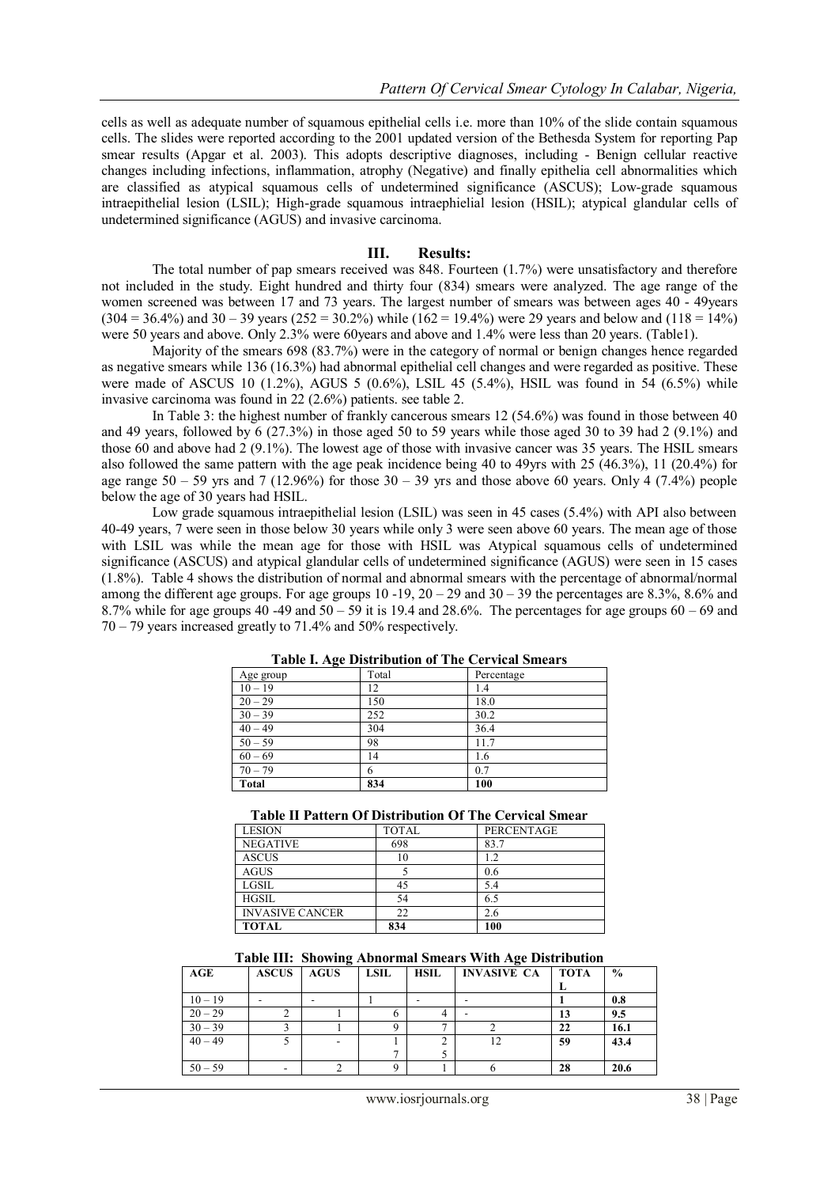cells as well as adequate number of squamous epithelial cells i.e. more than 10% of the slide contain squamous cells. The slides were reported according to the 2001 updated version of the Bethesda System for reporting Pap smear results (Apgar et al. 2003). This adopts descriptive diagnoses, including - Benign cellular reactive changes including infections, inflammation, atrophy (Negative) and finally epithelia cell abnormalities which are classified as atypical squamous cells of undetermined significance (ASCUS); Low-grade squamous intraepithelial lesion (LSIL); High-grade squamous intraephielial lesion (HSIL); atypical glandular cells of undetermined significance (AGUS) and invasive carcinoma.

## III. Results:

The total number of pap smears received was 848. Fourteen (1.7%) were unsatisfactory and therefore not included in the study. Eight hundred and thirty four (834) smears were analyzed. The age range of the women screened was between 17 and 73 years. The largest number of smears was between ages 40 - 49years (304 = 36.4%) and 30 – 39 years (252 = 30.2%) while (162 = 19.4%) were 29 years and below and (118 = 14%) were 50 years and above. Only 2.3% were 60years and above and 1.4% were less than 20 years. (Table1).

Majority of the smears 698 (83.7%) were in the category of normal or benign changes hence regarded as negative smears while 136 (16.3%) had abnormal epithelial cell changes and were regarded as positive. These were made of ASCUS 10 (1.2%), AGUS 5 (0.6%), LSIL 45 (5.4%), HSIL was found in 54 (6.5%) while invasive carcinoma was found in 22 (2.6%) patients. see table 2.

In Table 3: the highest number of frankly cancerous smears 12 (54.6%) was found in those between 40 and 49 years, followed by 6 (27.3%) in those aged 50 to 59 years while those aged 30 to 39 had 2 (9.1%) and those 60 and above had 2 (9.1%). The lowest age of those with invasive cancer was 35 years. The HSIL smears also followed the same pattern with the age peak incidence being 40 to 49yrs with 25 (46.3%), 11 (20.4%) for age range 50 – 59 yrs and 7 (12.96%) for those 30 – 39 yrs and those above 60 years. Only 4 (7.4%) people below the age of 30 years had HSIL.

Low grade squamous intraepithelial lesion (LSIL) was seen in 45 cases (5.4%) with API also between 40-49 years, 7 were seen in those below 30 years while only 3 were seen above 60 years. The mean age of those with LSIL was while the mean age for those with HSIL was Atypical squamous cells of undetermined significance (ASCUS) and atypical glandular cells of undetermined significance (AGUS) were seen in 15 cases (1.8%). Table 4 shows the distribution of normal and abnormal smears with the percentage of abnormal/normal among the different age groups. For age groups 10 -19, 20 – 29 and 30 – 39 the percentages are 8.3%, 8.6% and 8.7% while for age groups 40 -49 and 50 – 59 it is 19.4 and 28.6%. The percentages for age groups 60 – 69 and 70 – 79 years increased greatly to 71.4% and 50% respectively.

**Table I. Age Distribution of The Cervical Smears**

| Age group | Total | Percentage |
|---|---|---|
| 10 – 19 | 12 | 1.4 |
| 20 – 29 | 150 | 18.0 |
| 30 – 39 | 252 | 30.2 |
| 40 – 49 | 304 | 36.4 |
| 50 – 59 | 98 | 11.7 |
| 60 – 69 | 14 | 1.6 |
| 70 – 79 | 6 | 0.7 |
| **Total** | **834** | **100** |

**Table II Pattern Of Distribution Of The Cervical Smear**

| LESION | TOTAL | PERCENTAGE |
|---|---|---|
| NEGATIVE | 698 | 83.7 |
| ASCUS | 10 | 1.2 |
| AGUS | 5 | 0.6 |
| LGSIL | 45 | 5.4 |
| HGSIL | 54 | 6.5 |
| INVASIVE CANCER | 22 | 2.6 |
| **TOTAL** | **834** | **100** |

**Table III: Showing Abnormal Smears With Age Distribution**

| AGE | ASCUS | AGUS | LSIL | HSIL | INVASIVE CA | TOTAL | % |
|---|---|---|---|---|---|---|---|
| 10 – 19 | - | - | 1 | - | - | **1** | **0.8** |
| 20 – 29 | 2 | 1 | 6 | 4 | - | **13** | **9.5** |
| 30 – 39 | 3 | 1 | 9 | 7 | 2 | **22** | **16.1** |
| 40 – 49 | 5 | - | 17 | 25 | 12 | **59** | **43.4** |
| 50 – 59 | - | 2 | 9 | 1 | 6 | **28** | **20.6** |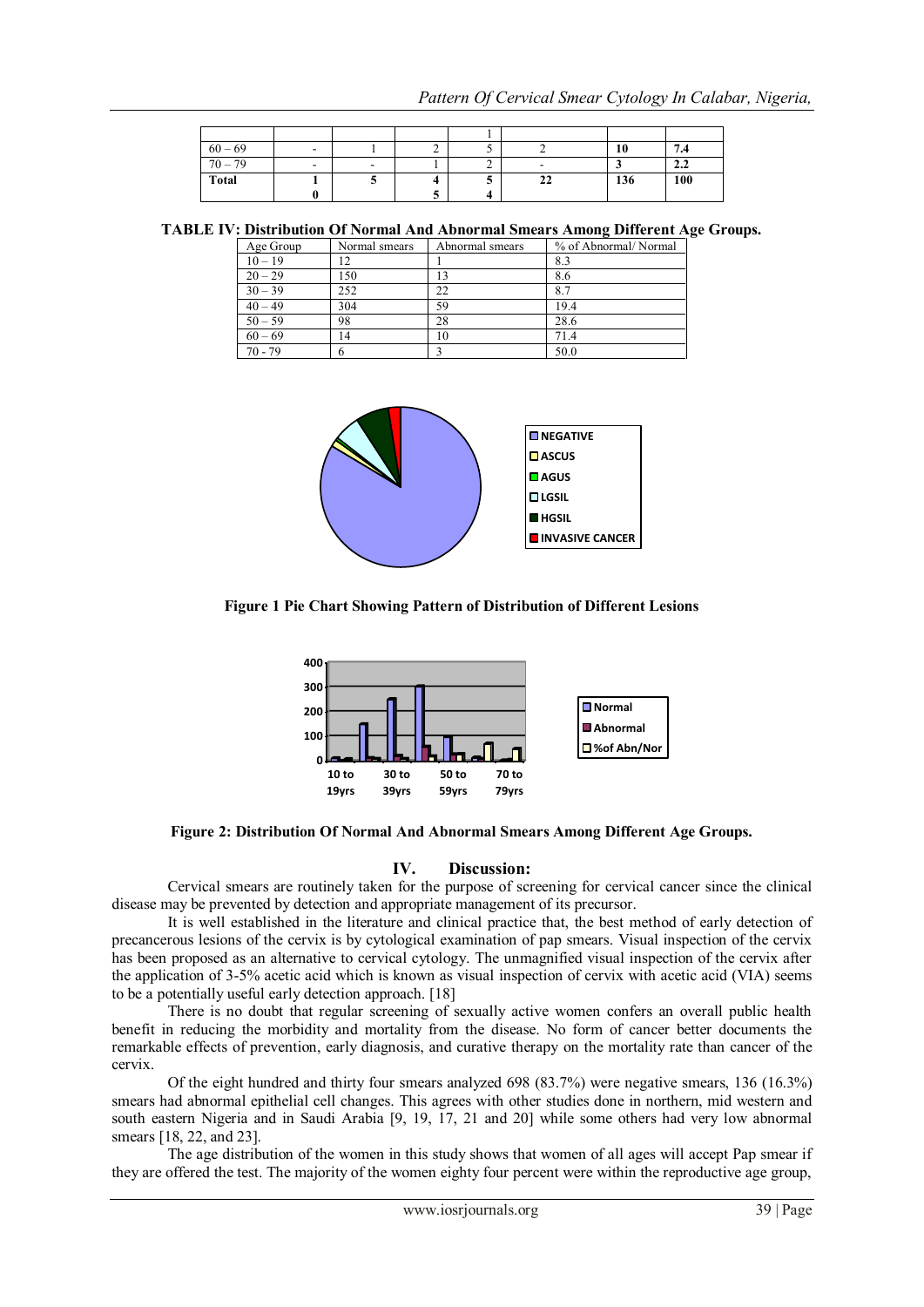| | | | | | | | |
|---|---|---|---|---|---|---|---|
| | | | | 1 | | | |
| 60 – 69 | - | 1 | 2 | 5 | 2 | **10** | **7.4** |
| 70 – 79 | - | - | 1 | 2 | - | **3** | **2.2** |
| **Total** | **1 0** | **5** | **4 5** | **5 4** | **22** | **136** | **100** |

**TABLE IV: Distribution Of Normal And Abnormal Smears Among Different Age Groups.**

| Age Group | Normal smears | Abnormal smears | % of Abnormal/ Normal |
|---|---|---|---|
| 10 – 19 | 12 | 1 | 8.3 |
| 20 – 29 | 150 | 13 | 8.6 |
| 30 – 39 | 252 | 22 | 8.7 |
| 40 – 49 | 304 | 59 | 19.4 |
| 50 – 59 | 98 | 28 | 28.6 |
| 60 – 69 | 14 | 10 | 71.4 |
| 70 - 79 | 6 | 3 | 50.0 |

**Figure 1 Pie Chart Showing Pattern of Distribution of Different Lesions**

**Figure 2: Distribution Of Normal And Abnormal Smears Among Different Age Groups.**

## IV. Discussion:

Cervical smears are routinely taken for the purpose of screening for cervical cancer since the clinical disease may be prevented by detection and appropriate management of its precursor.

It is well established in the literature and clinical practice that, the best method of early detection of precancerous lesions of the cervix is by cytological examination of pap smears. Visual inspection of the cervix has been proposed as an alternative to cervical cytology. The unmagnified visual inspection of the cervix after the application of 3-5% acetic acid which is known as visual inspection of cervix with acetic acid (VIA) seems to be a potentially useful early detection approach. [18]

There is no doubt that regular screening of sexually active women confers an overall public health benefit in reducing the morbidity and mortality from the disease. No form of cancer better documents the remarkable effects of prevention, early diagnosis, and curative therapy on the mortality rate than cancer of the cervix.

Of the eight hundred and thirty four smears analyzed 698 (83.7%) were negative smears, 136 (16.3%) smears had abnormal epithelial cell changes. This agrees with other studies done in northern, mid western and south eastern Nigeria and in Saudi Arabia [9, 19, 17, 21 and 20] while some others had very low abnormal smears [18, 22, and 23].

The age distribution of the women in this study shows that women of all ages will accept Pap smear if they are offered the test. The majority of the women eighty four percent were within the reproductive age group,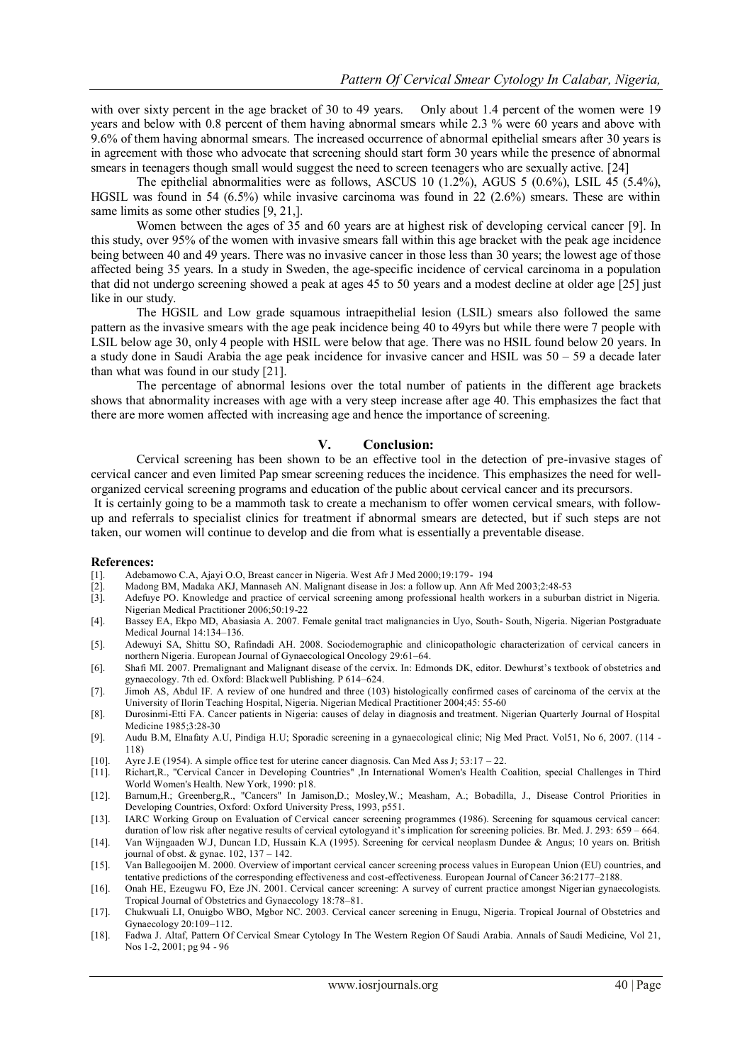with over sixty percent in the age bracket of 30 to 49 years. Only about 1.4 percent of the women were 19 years and below with 0.8 percent of them having abnormal smears while 2.3 % were 60 years and above with 9.6% of them having abnormal smears. The increased occurrence of abnormal epithelial smears after 30 years is in agreement with those who advocate that screening should start form 30 years while the presence of abnormal smears in teenagers though small would suggest the need to screen teenagers who are sexually active. [24]

The epithelial abnormalities were as follows, ASCUS 10 (1.2%), AGUS 5 (0.6%), LSIL 45 (5.4%), HGSIL was found in 54 (6.5%) while invasive carcinoma was found in 22 (2.6%) smears. These are within same limits as some other studies [9, 21,].

Women between the ages of 35 and 60 years are at highest risk of developing cervical cancer [9]. In this study, over 95% of the women with invasive smears fall within this age bracket with the peak age incidence being between 40 and 49 years. There was no invasive cancer in those less than 30 years; the lowest age of those affected being 35 years. In a study in Sweden, the age-specific incidence of cervical carcinoma in a population that did not undergo screening showed a peak at ages 45 to 50 years and a modest decline at older age [25] just like in our study.

The HGSIL and Low grade squamous intraepithelial lesion (LSIL) smears also followed the same pattern as the invasive smears with the age peak incidence being 40 to 49yrs but while there were 7 people with LSIL below age 30, only 4 people with HSIL were below that age. There was no HSIL found below 20 years. In a study done in Saudi Arabia the age peak incidence for invasive cancer and HSIL was 50 – 59 a decade later than what was found in our study [21].

The percentage of abnormal lesions over the total number of patients in the different age brackets shows that abnormality increases with age with a very steep increase after age 40. This emphasizes the fact that there are more women affected with increasing age and hence the importance of screening.

## V. Conclusion:

Cervical screening has been shown to be an effective tool in the detection of pre-invasive stages of cervical cancer and even limited Pap smear screening reduces the incidence. This emphasizes the need for well-organized cervical screening programs and education of the public about cervical cancer and its precursors.

It is certainly going to be a mammoth task to create a mechanism to offer women cervical smears, with follow-up and referrals to specialist clinics for treatment if abnormal smears are detected, but if such steps are not taken, our women will continue to develop and die from what is essentially a preventable disease.

## References:

[1]. Adebamowo C.A, Ajayi O.O, Breast cancer in Nigeria. West Afr J Med 2000;19:179- 194

[2]. Madong BM, Madaka AKJ, Mannaseh AN. Malignant disease in Jos: a follow up. Ann Afr Med 2003;2:48-53

[3]. Adefuye PO. Knowledge and practice of cervical screening among professional health workers in a suburban district in Nigeria. Nigerian Medical Practitioner 2006;50:19-22

[4]. Bassey EA, Ekpo MD, Abasiasia A. 2007. Female genital tract malignancies in Uyo, South- South, Nigeria. Nigerian Postgraduate Medical Journal 14:134–136.

[5]. Adewuyi SA, Shittu SO, Rafindadi AH. 2008. Sociodemographic and clinicopathologic characterization of cervical cancers in northern Nigeria. European Journal of Gynaecological Oncology 29:61–64.

[6]. Shafi MI. 2007. Premalignant and Malignant disease of the cervix. In: Edmonds DK, editor. Dewhurst's textbook of obstetrics and gynaecology. 7th ed. Oxford: Blackwell Publishing. P 614–624.

[7]. Jimoh AS, Abdul IF. A review of one hundred and three (103) histologically confirmed cases of carcinoma of the cervix at the University of Ilorin Teaching Hospital, Nigeria. Nigerian Medical Practitioner 2004;45: 55-60

[8]. Durosinmi-Etti FA. Cancer patients in Nigeria: causes of delay in diagnosis and treatment. Nigerian Quarterly Journal of Hospital Medicine 1985;3:28-30

[9]. Audu B.M, Elnafaty A.U, Pindiga H.U; Sporadic screening in a gynaecological clinic; Nig Med Pract. Vol51, No 6, 2007. (114 - 118)

[10]. Ayre J.E (1954). A simple office test for uterine cancer diagnosis. Can Med Ass J; 53:17 – 22.

[11]. Richart,R., "Cervical Cancer in Developing Countries" ,In International Women's Health Coalition, special Challenges in Third World Women's Health. New York, 1990: p18.

[12]. Barnum,H.; Greenberg,R., "Cancers" In Jamison,D.; Mosley,W.; Measham, A.; Bobadilla, J., Disease Control Priorities in Developing Countries, Oxford: Oxford University Press, 1993, p551.

[13]. IARC Working Group on Evaluation of Cervical cancer screening programmes (1986). Screening for squamous cervical cancer: duration of low risk after negative results of cervical cytologyand it's implication for screening policies. Br. Med. J. 293: 659 – 664.

[14]. Van Wijngaaden W.J, Duncan I.D, Hussain K.A (1995). Screening for cervical neoplasm Dundee & Angus; 10 years on. British journal of obst. & gynae. 102, 137 – 142.

[15]. Van Ballegooijen M. 2000. Overview of important cervical cancer screening process values in European Union (EU) countries, and tentative predictions of the corresponding effectiveness and cost-effectiveness. European Journal of Cancer 36:2177–2188.

[16]. Onah HE, Ezeugwu FO, Eze JN. 2001. Cervical cancer screening: A survey of current practice amongst Nigerian gynaecologists. Tropical Journal of Obstetrics and Gynaecology 18:78–81.

[17]. Chukwuali LI, Onuigbo WBO, Mgbor NC. 2003. Cervical cancer screening in Enugu, Nigeria. Tropical Journal of Obstetrics and Gynaecology 20:109–112.

[18]. Fadwa J. Altaf, Pattern Of Cervical Smear Cytology In The Western Region Of Saudi Arabia. Annals of Saudi Medicine, Vol 21, Nos 1-2, 2001; pg 94 - 96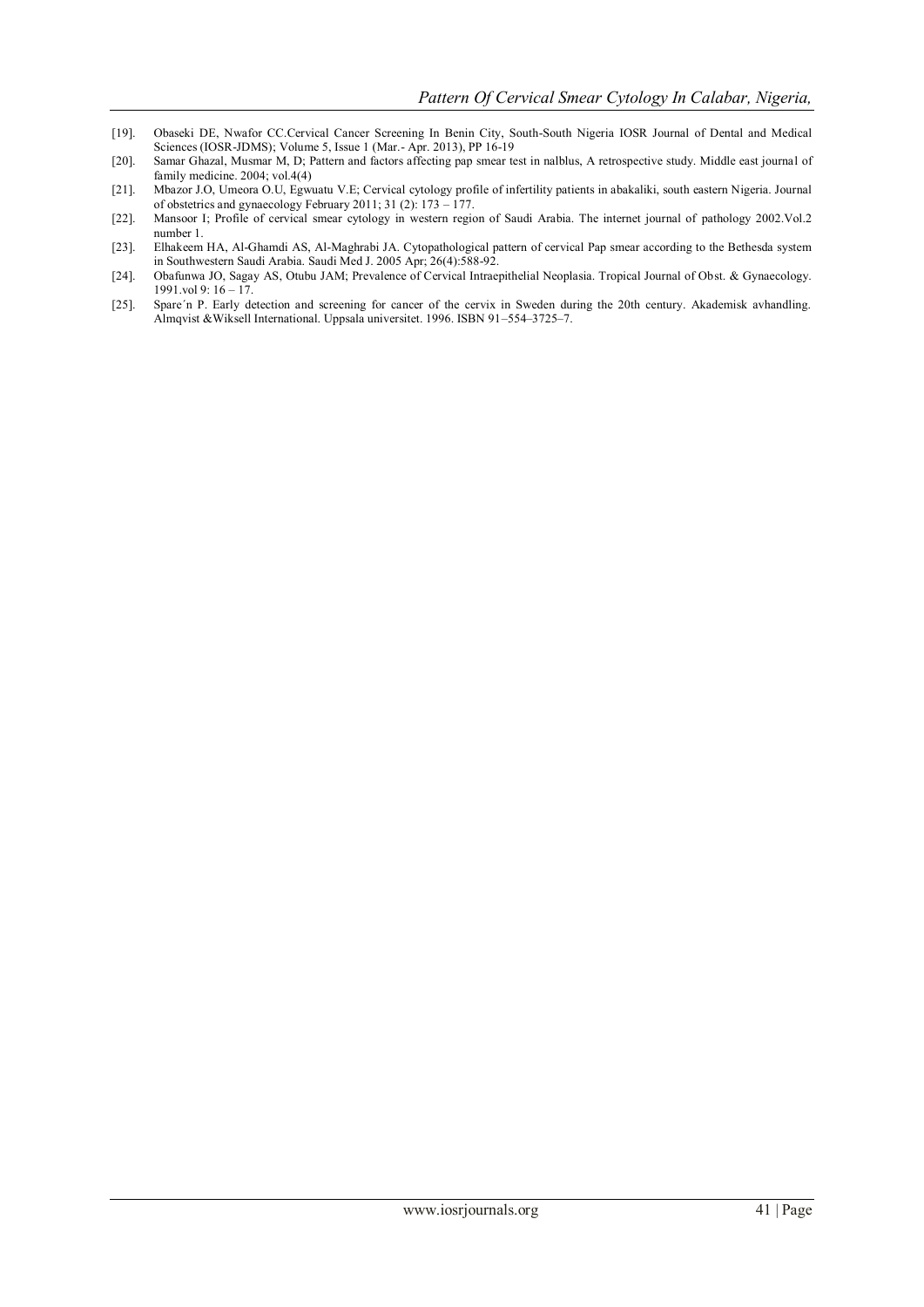[19]. Obaseki DE, Nwafor CC.Cervical Cancer Screening In Benin City, South-South Nigeria IOSR Journal of Dental and Medical Sciences (IOSR-JDMS); Volume 5, Issue 1 (Mar.- Apr. 2013), PP 16-19

[20]. Samar Ghazal, Musmar M, D; Pattern and factors affecting pap smear test in nalblus, A retrospective study. Middle east journal of family medicine. 2004; vol.4(4)

[21]. Mbazor J.O, Umeora O.U, Egwuatu V.E; Cervical cytology profile of infertility patients in abakaliki, south eastern Nigeria. Journal of obstetrics and gynaecology February 2011; 31 (2): 173 – 177.

[22]. Mansoor I; Profile of cervical smear cytology in western region of Saudi Arabia. The internet journal of pathology 2002.Vol.2 number 1.

[23]. Elhakeem HA, Al-Ghamdi AS, Al-Maghrabi JA. Cytopathological pattern of cervical Pap smear according to the Bethesda system in Southwestern Saudi Arabia. Saudi Med J. 2005 Apr; 26(4):588-92.

[24]. Obafunwa JO, Sagay AS, Otubu JAM; Prevalence of Cervical Intraepithelial Neoplasia. Tropical Journal of Obst. & Gynaecology. 1991.vol 9: 16 – 17.

[25]. Spare´n P. Early detection and screening for cancer of the cervix in Sweden during the 20th century. Akademisk avhandling. Almqvist &Wiksell International. Uppsala universitet. 1996. ISBN 91–554–3725–7.